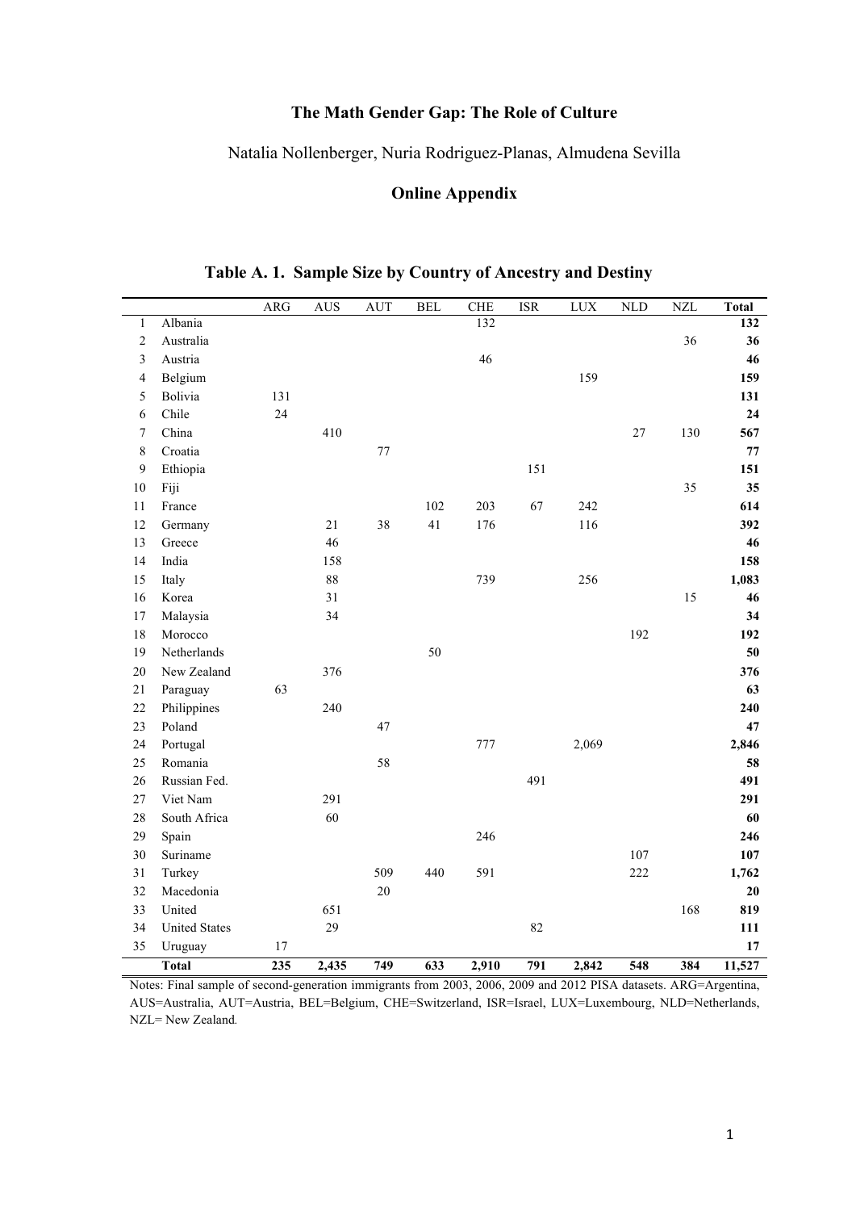**The Math Gender Gap: The Role of Culture**

Natalia Nollenberger, Nuria Rodriguez-Planas, Almudena Sevilla

**Online Appendix**

**Table A. 1. Sample Size by Country of Ancestry and Destiny**

| | | ARG | AUS | AUT | BEL | CHE | ISR | LUX | NLD | NZL | **Total** |
|---|---|---|---|---|---|---|---|---|---|---|---|
| 1 | Albania | | | | | 132 | | | | | **132** |
| 2 | Australia | | | | | | | | | 36 | **36** |
| 3 | Austria | | | | | 46 | | | | | **46** |
| 4 | Belgium | | | | | | | 159 | | | **159** |
| 5 | Bolivia | 131 | | | | | | | | | **131** |
| 6 | Chile | 24 | | | | | | | | | **24** |
| 7 | China | | 410 | | | | | | 27 | 130 | **567** |
| 8 | Croatia | | | 77 | | | | | | | **77** |
| 9 | Ethiopia | | | | | | 151 | | | | **151** |
| 10 | Fiji | | | | | | | | | 35 | **35** |
| 11 | France | | | | 102 | 203 | 67 | 242 | | | **614** |
| 12 | Germany | | 21 | 38 | 41 | 176 | | 116 | | | **392** |
| 13 | Greece | | 46 | | | | | | | | **46** |
| 14 | India | | 158 | | | | | | | | **158** |
| 15 | Italy | | 88 | | | 739 | | 256 | | | **1,083** |
| 16 | Korea | | 31 | | | | | | | 15 | **46** |
| 17 | Malaysia | | 34 | | | | | | | | **34** |
| 18 | Morocco | | | | | | | | 192 | | **192** |
| 19 | Netherlands | | | | 50 | | | | | | **50** |
| 20 | New Zealand | | 376 | | | | | | | | **376** |
| 21 | Paraguay | 63 | | | | | | | | | **63** |
| 22 | Philippines | | 240 | | | | | | | | **240** |
| 23 | Poland | | | 47 | | | | | | | **47** |
| 24 | Portugal | | | | | 777 | | 2,069 | | | **2,846** |
| 25 | Romania | | | 58 | | | | | | | **58** |
| 26 | Russian Fed. | | | | | | 491 | | | | **491** |
| 27 | Viet Nam | | 291 | | | | | | | | **291** |
| 28 | South Africa | | 60 | | | | | | | | **60** |
| 29 | Spain | | | | | 246 | | | | | **246** |
| 30 | Suriname | | | | | | | | 107 | | **107** |
| 31 | Turkey | | | 509 | 440 | 591 | | | 222 | | **1,762** |
| 32 | Macedonia | | | 20 | | | | | | | **20** |
| 33 | United | | 651 | | | | | | | 168 | **819** |
| 34 | United States | | 29 | | | | 82 | | | | **111** |
| 35 | Uruguay | 17 | | | | | | | | | **17** |
| | **Total** | **235** | **2,435** | **749** | **633** | **2,910** | **791** | **2,842** | **548** | **384** | **11,527** |

Notes: Final sample of second-generation immigrants from 2003, 2006, 2009 and 2012 PISA datasets. ARG=Argentina, AUS=Australia, AUT=Austria, BEL=Belgium, CHE=Switzerland, ISR=Israel, LUX=Luxembourg, NLD=Netherlands, NZL= New Zealand.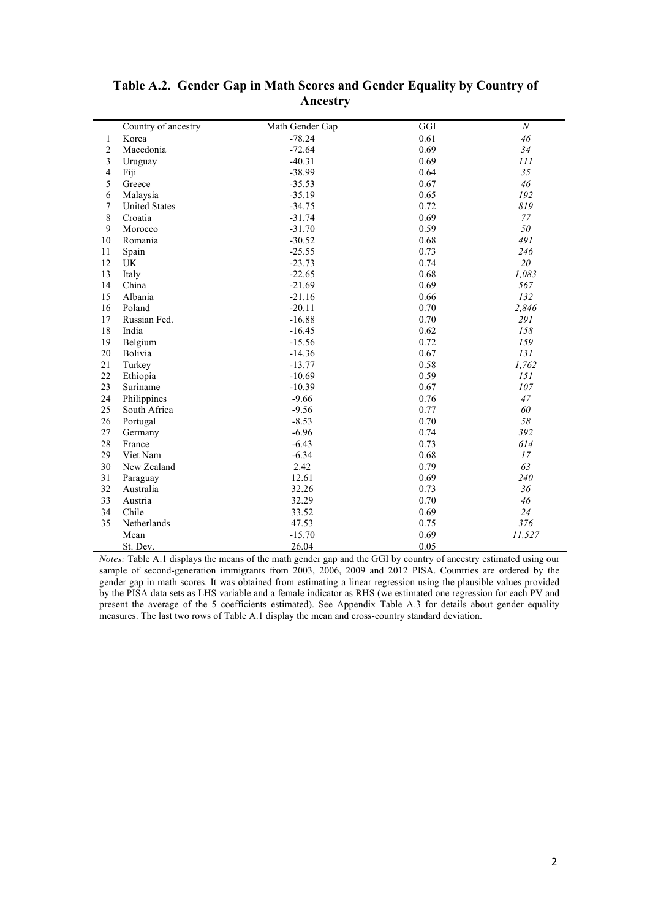## Table A.2. Gender Gap in Math Scores and Gender Equality by Country of Ancestry

| | Country of ancestry | Math Gender Gap | GGI | *N* |
|---|---|---|---|---|
| 1 | Korea | -78.24 | 0.61 | *46* |
| 2 | Macedonia | -72.64 | 0.69 | *34* |
| 3 | Uruguay | -40.31 | 0.69 | *111* |
| 4 | Fiji | -38.99 | 0.64 | *35* |
| 5 | Greece | -35.53 | 0.67 | *46* |
| 6 | Malaysia | -35.19 | 0.65 | *192* |
| 7 | United States | -34.75 | 0.72 | *819* |
| 8 | Croatia | -31.74 | 0.69 | *77* |
| 9 | Morocco | -31.70 | 0.59 | *50* |
| 10 | Romania | -30.52 | 0.68 | *491* |
| 11 | Spain | -25.55 | 0.73 | *246* |
| 12 | UK | -23.73 | 0.74 | *20* |
| 13 | Italy | -22.65 | 0.68 | *1,083* |
| 14 | China | -21.69 | 0.69 | *567* |
| 15 | Albania | -21.16 | 0.66 | *132* |
| 16 | Poland | -20.11 | 0.70 | *2,846* |
| 17 | Russian Fed. | -16.88 | 0.70 | *291* |
| 18 | India | -16.45 | 0.62 | *158* |
| 19 | Belgium | -15.56 | 0.72 | *159* |
| 20 | Bolivia | -14.36 | 0.67 | *131* |
| 21 | Turkey | -13.77 | 0.58 | *1,762* |
| 22 | Ethiopia | -10.69 | 0.59 | *151* |
| 23 | Suriname | -10.39 | 0.67 | *107* |
| 24 | Philippines | -9.66 | 0.76 | *47* |
| 25 | South Africa | -9.56 | 0.77 | *60* |
| 26 | Portugal | -8.53 | 0.70 | *58* |
| 27 | Germany | -6.96 | 0.74 | *392* |
| 28 | France | -6.43 | 0.73 | *614* |
| 29 | Viet Nam | -6.34 | 0.68 | *17* |
| 30 | New Zealand | 2.42 | 0.79 | *63* |
| 31 | Paraguay | 12.61 | 0.69 | *240* |
| 32 | Australia | 32.26 | 0.73 | *36* |
| 33 | Austria | 32.29 | 0.70 | *46* |
| 34 | Chile | 33.52 | 0.69 | *24* |
| 35 | Netherlands | 47.53 | 0.75 | *376* |
| | Mean | -15.70 | 0.69 | *11,527* |
| | St. Dev. | 26.04 | 0.05 | |

*Notes:* Table A.1 displays the means of the math gender gap and the GGI by country of ancestry estimated using our sample of second-generation immigrants from 2003, 2006, 2009 and 2012 PISA. Countries are ordered by the gender gap in math scores. It was obtained from estimating a linear regression using the plausible values provided by the PISA data sets as LHS variable and a female indicator as RHS (we estimated one regression for each PV and present the average of the 5 coefficients estimated). See Appendix Table A.3 for details about gender equality measures. The last two rows of Table A.1 display the mean and cross-country standard deviation.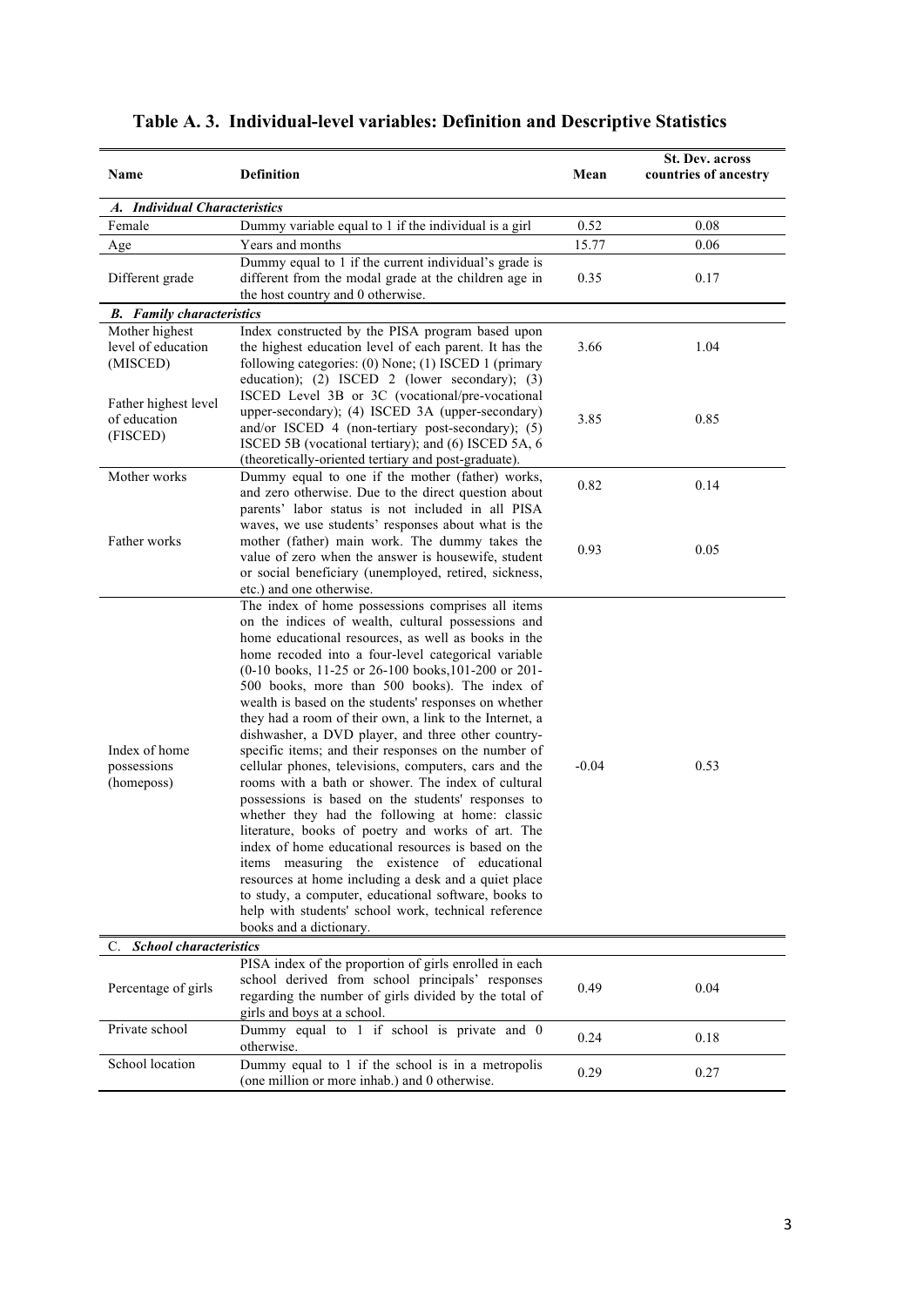## Table A. 3. Individual-level variables: Definition and Descriptive Statistics

| Name | Definition | Mean | St. Dev. across countries of ancestry |
|---|---|---|---|
| ***A. Individual Characteristics*** | | | |
| Female | Dummy variable equal to 1 if the individual is a girl | 0.52 | 0.08 |
| Age | Years and months | 15.77 | 0.06 |
| Different grade | Dummy equal to 1 if the current individual's grade is different from the modal grade at the children age in the host country and 0 otherwise. | 0.35 | 0.17 |
| ***B. Family characteristics*** | | | |
| Mother highest level of education (MISCED) | Index constructed by the PISA program based upon the highest education level of each parent. It has the following categories: (0) None; (1) ISCED 1 (primary education); (2) ISCED 2 (lower secondary); (3) ISCED Level 3B or 3C (vocational/pre-vocational upper-secondary); (4) ISCED 3A (upper-secondary) and/or ISCED 4 (non-tertiary post-secondary); (5) ISCED 5B (vocational tertiary); and (6) ISCED 5A, 6 (theoretically-oriented tertiary and post-graduate). | 3.66 | 1.04 |
| Father highest level of education (FISCED) | | 3.85 | 0.85 |
| Mother works | Dummy equal to one if the mother (father) works, and zero otherwise. Due to the direct question about parents' labor status is not included in all PISA waves, we use students' responses about what is the mother (father) main work. The dummy takes the value of zero when the answer is housewife, student or social beneficiary (unemployed, retired, sickness, etc.) and one otherwise. | 0.82 | 0.14 |
| Father works | | 0.93 | 0.05 |
| Index of home possessions (homeposs) | The index of home possessions comprises all items on the indices of wealth, cultural possessions and home educational resources, as well as books in the home recoded into a four-level categorical variable (0-10 books, 11-25 or 26-100 books,101-200 or 201-500 books, more than 500 books). The index of wealth is based on the students' responses on whether they had a room of their own, a link to the Internet, a dishwasher, a DVD player, and three other country-specific items; and their responses on the number of cellular phones, televisions, computers, cars and the rooms with a bath or shower. The index of cultural possessions is based on the students' responses to whether they had the following at home: classic literature, books of poetry and works of art. The index of home educational resources is based on the items measuring the existence of educational resources at home including a desk and a quiet place to study, a computer, educational software, books to help with students' school work, technical reference books and a dictionary. | -0.04 | 0.53 |
| ***C. School characteristics*** | | | |
| Percentage of girls | PISA index of the proportion of girls enrolled in each school derived from school principals' responses regarding the number of girls divided by the total of girls and boys at a school. | 0.49 | 0.04 |
| Private school | Dummy equal to 1 if school is private and 0 otherwise. | 0.24 | 0.18 |
| School location | Dummy equal to 1 if the school is in a metropolis (one million or more inhab.) and 0 otherwise. | 0.29 | 0.27 |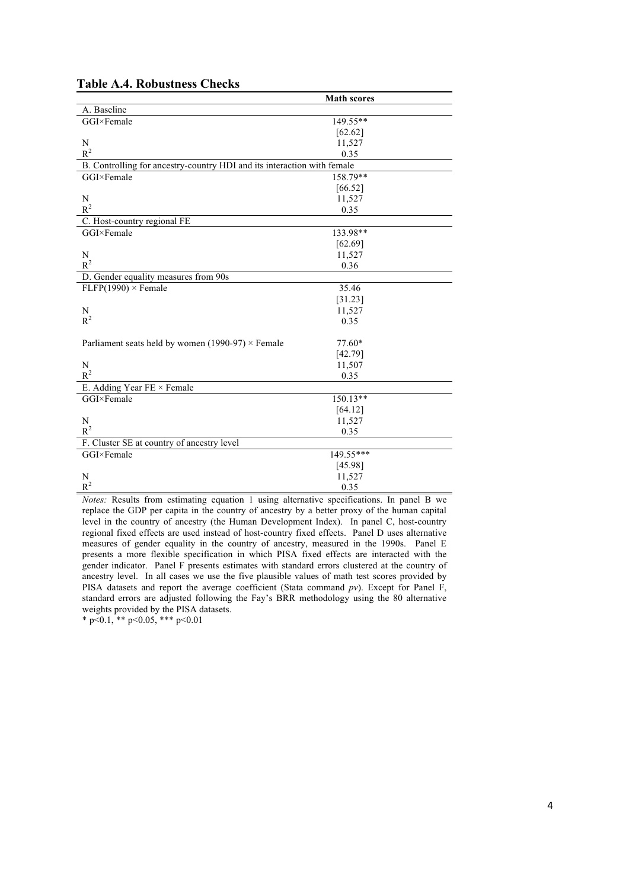**Table A.4. Robustness Checks**

| | Math scores |
|---|---|
| A. Baseline | |
| GGI×Female | 149.55** |
| | [62.62] |
| N | 11,527 |
| $R^2$ | 0.35 |
| B. Controlling for ancestry-country HDI and its interaction with female | |
| GGI×Female | 158.79** |
| | [66.52] |
| N | 11,527 |
| $R^2$ | 0.35 |
| C. Host-country regional FE | |
| GGI×Female | 133.98** |
| | [62.69] |
| N | 11,527 |
| $R^2$ | 0.36 |
| D. Gender equality measures from 90s | |
| FLFP(1990) × Female | 35.46 |
| | [31.23] |
| N | 11,527 |
| $R^2$ | 0.35 |
| | |
| Parliament seats held by women (1990-97) × Female | 77.60* |
| | [42.79] |
| N | 11,507 |
| $R^2$ | 0.35 |
| E. Adding Year FE × Female | |
| GGI×Female | 150.13** |
| | [64.12] |
| N | 11,527 |
| $R^2$ | 0.35 |
| F. Cluster SE at country of ancestry level | |
| GGI×Female | 149.55*** |
| | [45.98] |
| N | 11,527 |
| $R^2$ | 0.35 |

*Notes:* Results from estimating equation 1 using alternative specifications. In panel B we replace the GDP per capita in the country of ancestry by a better proxy of the human capital level in the country of ancestry (the Human Development Index). In panel C, host-country regional fixed effects are used instead of host-country fixed effects. Panel D uses alternative measures of gender equality in the country of ancestry, measured in the 1990s. Panel E presents a more flexible specification in which PISA fixed effects are interacted with the gender indicator. Panel F presents estimates with standard errors clustered at the country of ancestry level. In all cases we use the five plausible values of math test scores provided by PISA datasets and report the average coefficient (Stata command *pv*). Except for Panel F, standard errors are adjusted following the Fay's BRR methodology using the 80 alternative weights provided by the PISA datasets.

* $p<0.1$, ** $p<0.05$, *** $p<0.01$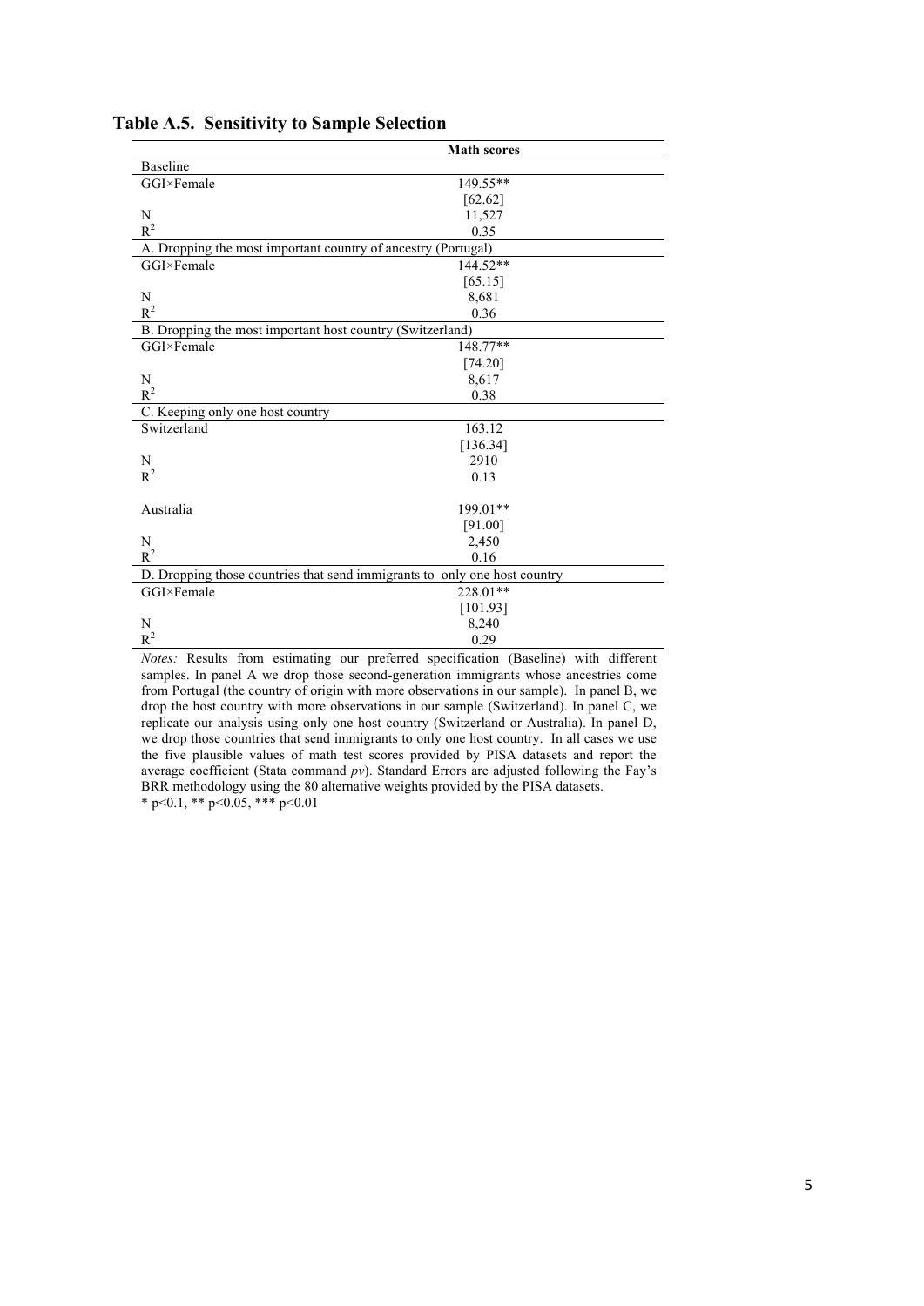**Table A.5. Sensitivity to Sample Selection**

| | Math scores |
|---|---|
| Baseline | |
| GGI×Female | 149.55** |
| | [62.62] |
| N | 11,527 |
| $R^2$ | 0.35 |
| A. Dropping the most important country of ancestry (Portugal) | |
| GGI×Female | 144.52** |
| | [65.15] |
| N | 8,681 |
| $R^2$ | 0.36 |
| B. Dropping the most important host country (Switzerland) | |
| GGI×Female | 148.77** |
| | [74.20] |
| N | 8,617 |
| $R^2$ | 0.38 |
| C. Keeping only one host country | |
| Switzerland | 163.12 |
| | [136.34] |
| N | 2910 |
| $R^2$ | 0.13 |
| Australia | 199.01** |
| | [91.00] |
| N | 2,450 |
| $R^2$ | 0.16 |
| D. Dropping those countries that send immigrants to only one host country | |
| GGI×Female | 228.01** |
| | [101.93] |
| N | 8,240 |
| $R^2$ | 0.29 |

*Notes:* Results from estimating our preferred specification (Baseline) with different samples. In panel A we drop those second-generation immigrants whose ancestries come from Portugal (the country of origin with more observations in our sample). In panel B, we drop the host country with more observations in our sample (Switzerland). In panel C, we replicate our analysis using only one host country (Switzerland or Australia). In panel D, we drop those countries that send immigrants to only one host country. In all cases we use the five plausible values of math test scores provided by PISA datasets and report the average coefficient (Stata command *pv*). Standard Errors are adjusted following the Fay's BRR methodology using the 80 alternative weights provided by the PISA datasets.

\* $p<0.1$, ** $p<0.05$, *** $p<0.01$